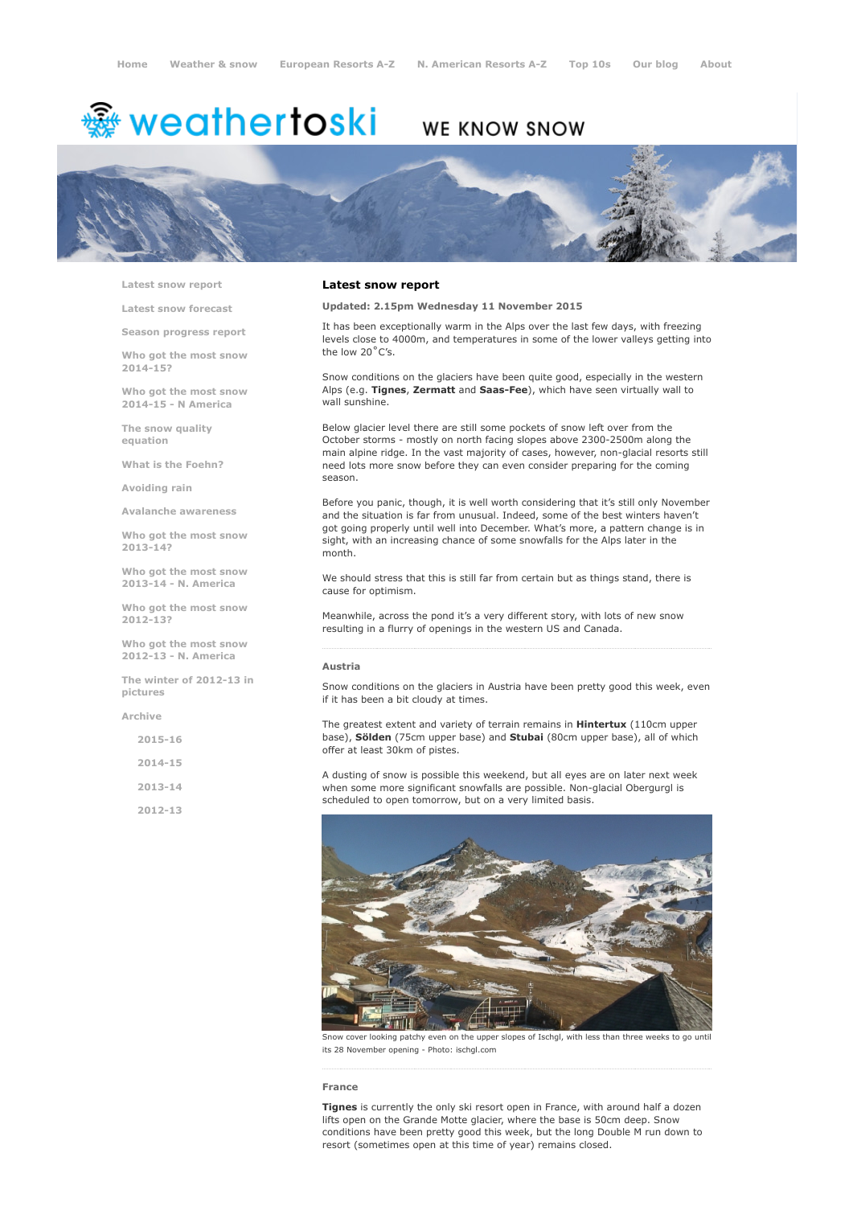Home | Weather & snow | European Resorts A-Z | N. American Resorts A-Z | Top 10s | Our blog | About

weathertoski — WE KNOW SNOW

- Latest snow report
- Latest snow forecast
- Season progress report
- Who got the most snow 2014-15?
- Who got the most snow 2014-15 - N America
- The snow quality equation
- What is the Foehn?
- Avoiding rain
- Avalanche awareness
- Who got the most snow 2013-14?
- Who got the most snow 2013-14 - N. America
- Who got the most snow 2012-13?
- Who got the most snow 2012-13 - N. America
- The winter of 2012-13 in pictures
- Archive
  - 2015-16
  - 2014-15
  - 2013-14
  - 2012-13

# Latest snow report

**Updated: 2.15pm Wednesday 11 November 2015**

It has been exceptionally warm in the Alps over the last few days, with freezing levels close to 4000m, and temperatures in some of the lower valleys getting into the low 20˚C's.

Snow conditions on the glaciers have been quite good, especially in the western Alps (e.g. **Tignes**, **Zermatt** and **Saas-Fee**), which have seen virtually wall to wall sunshine.

Below glacier level there are still some pockets of snow left over from the October storms - mostly on north facing slopes above 2300-2500m along the main alpine ridge. In the vast majority of cases, however, non-glacial resorts still need lots more snow before they can even consider preparing for the coming season.

Before you panic, though, it is well worth considering that it's still only November and the situation is far from unusual. Indeed, some of the best winters haven't got going properly until well into December. What's more, a pattern change is in sight, with an increasing chance of some snowfalls for the Alps later in the month.

We should stress that this is still far from certain but as things stand, there is cause for optimism.

Meanwhile, across the pond it's a very different story, with lots of new snow resulting in a flurry of openings in the western US and Canada.

## Austria

Snow conditions on the glaciers in Austria have been pretty good this week, even if it has been a bit cloudy at times.

The greatest extent and variety of terrain remains in **Hintertux** (110cm upper base), **Sölden** (75cm upper base) and **Stubai** (80cm upper base), all of which offer at least 30km of pistes.

A dusting of snow is possible this weekend, but all eyes are on later next week when some more significant snowfalls are possible. Non-glacial Obergurgl is scheduled to open tomorrow, but on a very limited basis.

Snow cover looking patchy even on the upper slopes of Ischgl, with less than three weeks to go until its 28 November opening - Photo: ischgl.com

## France

**Tignes** is currently the only ski resort open in France, with around half a dozen lifts open on the Grande Motte glacier, where the base is 50cm deep. Snow conditions have been pretty good this week, but the long Double M run down to resort (sometimes open at this time of year) remains closed.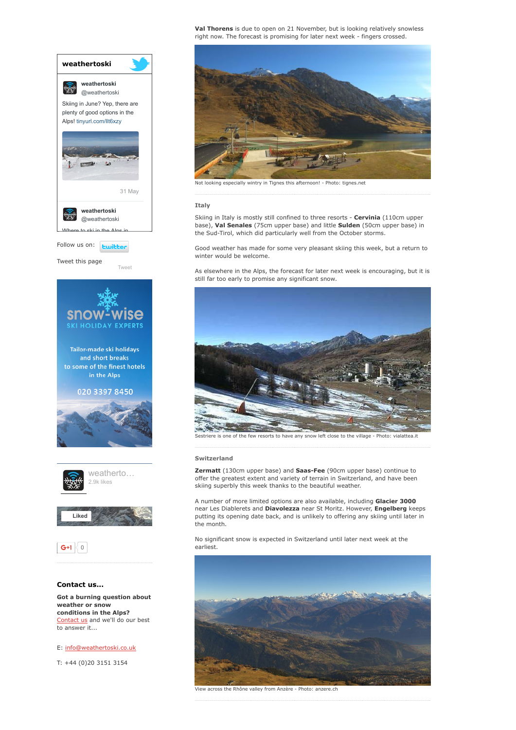**Val Thorens** is due to open on 21 November, but is looking relatively snowless right now. The forecast is promising for later next week - fingers crossed.

Not looking especially wintry in Tignes this afternoon! - Photo: tignes.net

### Italy

Skiing in Italy is mostly still confined to three resorts - **Cervinia** (110cm upper base), **Val Senales** (75cm upper base) and little **Sulden** (50cm upper base) in the Sud-Tirol, which did particularly well from the October storms.

Good weather has made for some very pleasant skiing this week, but a return to winter would be welcome.

As elsewhere in the Alps, the forecast for later next week is encouraging, but it is still far too early to promise any significant snow.

Sestriere is one of the few resorts to have any snow left close to the village - Photo: vialattea.it

### Switzerland

**Zermatt** (130cm upper base) and **Saas-Fee** (90cm upper base) continue to offer the greatest extent and variety of terrain in Switzerland, and have been skiing superbly this week thanks to the beautiful weather.

A number of more limited options are also available, including **Glacier 3000** near Les Diablerets and **Diavolezza** near St Moritz. However, **Engelberg** keeps putting its opening date back, and is unlikely to offering any skiing until later in the month.

No significant snow is expected in Switzerland until later next week at the earliest.

View across the Rhône valley from Anzère - Photo: anzere.ch

---

**weathertoski**

weathertoski @weathertoski

Skiing in June? Yep, there are plenty of good options in the Alps! tinyurl.com/llt6xzy

31 May

weathertoski @weathertoski

Where to ski in the Alps in...

Follow us on: twitter

Tweet this page

Tweet

**snow-wise** SKI HOLIDAY EXPERTS

Tailor-made ski holidays and short breaks to some of the finest hotels in the Alps

020 3397 8450

weatherto...
2.9k likes

Liked

G+1 0

### Contact us...

**Got a burning question about weather or snow conditions in the Alps?** Contact us and we'll do our best to answer it...

E: info@weathertoski.co.uk

T: +44 (0)20 3151 3154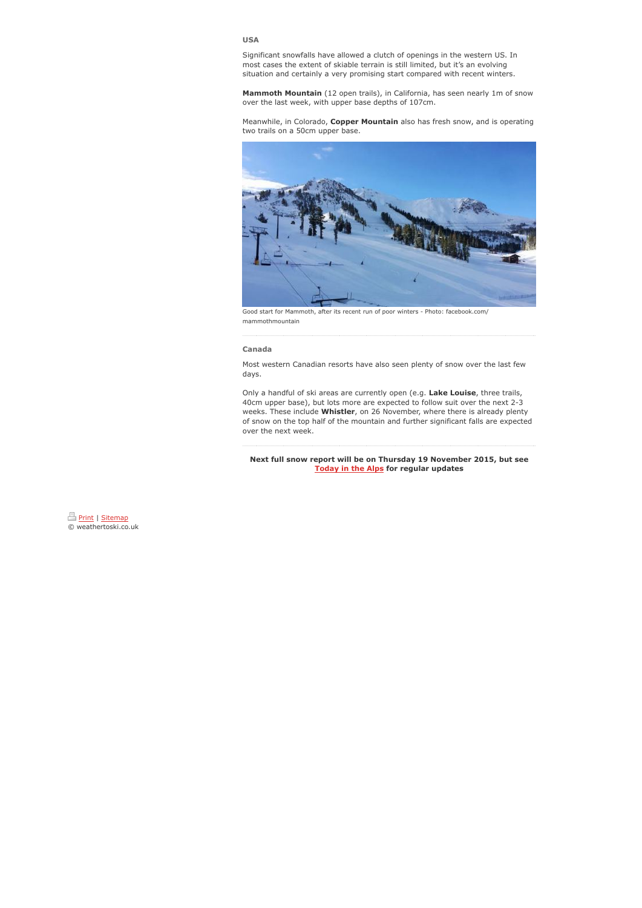## USA

Significant snowfalls have allowed a clutch of openings in the western US. In most cases the extent of skiable terrain is still limited, but it's an evolving situation and certainly a very promising start compared with recent winters.

**Mammoth Mountain** (12 open trails), in California, has seen nearly 1m of snow over the last week, with upper base depths of 107cm.

Meanwhile, in Colorado, **Copper Mountain** also has fresh snow, and is operating two trails on a 50cm upper base.

Good start for Mammoth, after its recent run of poor winters - Photo: facebook.com/mammothmountain

## Canada

Most western Canadian resorts have also seen plenty of snow over the last few days.

Only a handful of ski areas are currently open (e.g. **Lake Louise**, three trails, 40cm upper base), but lots more are expected to follow suit over the next 2-3 weeks. These include **Whistler**, on 26 November, where there is already plenty of snow on the top half of the mountain and further significant falls are expected over the next week.

**Next full snow report will be on Thursday 19 November 2015, but see Today in the Alps for regular updates**

Print | Sitemap
© weathertoski.co.uk